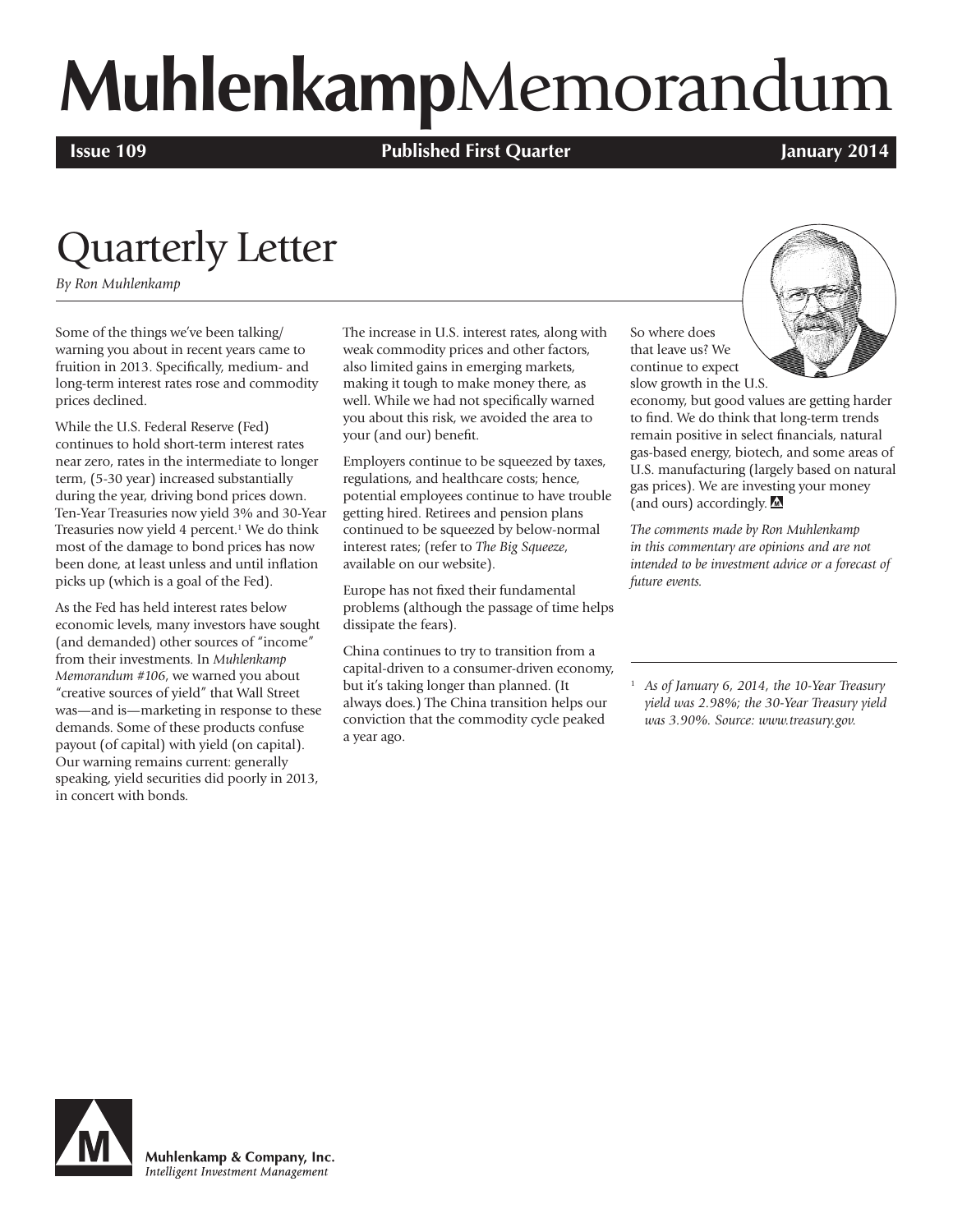# Muhlenkamp Memorandum

**Issue 109** **Published First Quarter** **January 2014**

## Quarterly Letter

*By Ron Muhlenkamp*

Some of the things we've been talking/ warning you about in recent years came to fruition in 2013. Specifically, medium- and long-term interest rates rose and commodity prices declined.

While the U.S. Federal Reserve (Fed) continues to hold short-term interest rates near zero, rates in the intermediate to longer term, (5-30 year) increased substantially during the year, driving bond prices down. Ten-Year Treasuries now yield 3% and 30-Year Treasuries now yield 4 percent.[1] We do think most of the damage to bond prices has now been done, at least unless and until inflation picks up (which is a goal of the Fed).

As the Fed has held interest rates below economic levels, many investors have sought (and demanded) other sources of "income" from their investments. In *Muhlenkamp Memorandum #106*, we warned you about "creative sources of yield" that Wall Street was—and is—marketing in response to these demands. Some of these products confuse payout (of capital) with yield (on capital). Our warning remains current: generally speaking, yield securities did poorly in 2013, in concert with bonds.

The increase in U.S. interest rates, along with weak commodity prices and other factors, also limited gains in emerging markets, making it tough to make money there, as well. While we had not specifically warned you about this risk, we avoided the area to your (and our) benefit.

Employers continue to be squeezed by taxes, regulations, and healthcare costs; hence, potential employees continue to have trouble getting hired. Retirees and pension plans continued to be squeezed by below-normal interest rates; (refer to *The Big Squeeze*, available on our website).

Europe has not fixed their fundamental problems (although the passage of time helps dissipate the fears).

China continues to try to transition from a capital-driven to a consumer-driven economy, but it's taking longer than planned. (It always does.) The China transition helps our conviction that the commodity cycle peaked a year ago.

So where does that leave us? We continue to expect slow growth in the U.S. economy, but good values are getting harder to find. We do think that long-term trends remain positive in select financials, natural gas-based energy, biotech, and some areas of U.S. manufacturing (largely based on natural gas prices). We are investing your money (and ours) accordingly.

*The comments made by Ron Muhlenkamp in this commentary are opinions and are not intended to be investment advice or a forecast of future events.*

[1] *As of January 6, 2014, the 10-Year Treasury yield was 2.98%; the 30-Year Treasury yield was 3.90%. Source: www.treasury.gov.*

Muhlenkamp & Company, Inc.
*Intelligent Investment Management*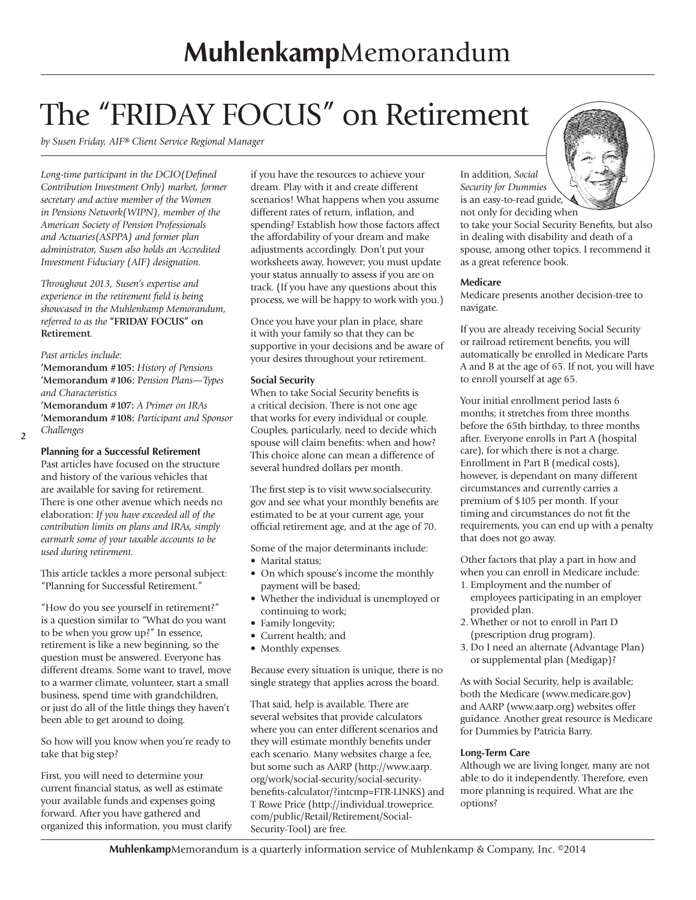# The "FRIDAY FOCUS" on Retirement

*by Susen Friday, AIF® Client Service Regional Manager*

*Long-time participant in the DCIO(Defined Contribution Investment Only) market, former secretary and active member of the Women in Pensions Network(WIPN), member of the American Society of Pension Professionals and Actuaries(ASPPA) and former plan administrator, Susen also holds an Accredited Investment Fiduciary (AIF) designation.*

*Throughout 2013, Susen's expertise and experience in the retirement field is being showcased in the Muhlenkamp Memorandum, referred to as the* **"FRIDAY FOCUS" on Retirement**.

*Past articles include:*

**'Memorandum #105:** *History of Pensions*
**'Memorandum #106:** *Pension Plans—Types and Characteristics*
**'Memorandum #107:** *A Primer on IRAs*
**'Memorandum #108:** *Participant and Sponsor Challenges*

### Planning for a Successful Retirement

Past articles have focused on the structure and history of the various vehicles that are available for saving for retirement. There is one other avenue which needs no elaboration: *If you have exceeded all of the contribution limits on plans and IRAs, simply earmark some of your taxable accounts to be used during retirement.*

This article tackles a more personal subject: "Planning for Successful Retirement."

"How do you see yourself in retirement?" is a question similar to "What do you want to be when you grow up?" In essence, retirement is like a new beginning, so the question must be answered. Everyone has different dreams. Some want to travel, move to a warmer climate, volunteer, start a small business, spend time with grandchildren, or just do all of the little things they haven't been able to get around to doing.

So how will you know when you're ready to take that big step?

First, you will need to determine your current financial status, as well as estimate your available funds and expenses going forward. After you have gathered and organized this information, you must clarify if you have the resources to achieve your dream. Play with it and create different scenarios! What happens when you assume different rates of return, inflation, and spending? Establish how those factors affect the affordability of your dream and make adjustments accordingly. Don't put your worksheets away, however; you must update your status annually to assess if you are on track. (If you have any questions about this process, we will be happy to work with you.)

Once you have your plan in place, share it with your family so that they can be supportive in your decisions and be aware of your desires throughout your retirement.

### Social Security

When to take Social Security benefits is a critical decision. There is not one age that works for every individual or couple. Couples, particularly, need to decide which spouse will claim benefits: when and how? This choice alone can mean a difference of several hundred dollars per month.

The first step is to visit www.socialsecurity.gov and see what your monthly benefits are estimated to be at your current age, your official retirement age, and at the age of 70.

Some of the major determinants include:

- Marital status;
- On which spouse's income the monthly payment will be based;
- Whether the individual is unemployed or continuing to work;
- Family longevity;
- Current health; and
- Monthly expenses.

Because every situation is unique, there is no single strategy that applies across the board.

That said, help is available. There are several websites that provide calculators where you can enter different scenarios and they will estimate monthly benefits under each scenario. Many websites charge a fee, but some such as AARP (http://www.aarp.org/work/social-security/social-security-benefits-calculator/?intcmp=FTR-LINKS) and T Rowe Price (http://individual.troweprice.com/public/Retail/Retirement/Social-Security-Tool) are free.

In addition, *Social Security for Dummies* is an easy-to-read guide, not only for deciding when to take your Social Security Benefits, but also in dealing with disability and death of a spouse, among other topics. I recommend it as a great reference book.

### Medicare

Medicare presents another decision-tree to navigate.

If you are already receiving Social Security or railroad retirement benefits, you will automatically be enrolled in Medicare Parts A and B at the age of 65. If not, you will have to enroll yourself at age 65.

Your initial enrollment period lasts 6 months; it stretches from three months before the 65th birthday, to three months after. Everyone enrolls in Part A (hospital care), for which there is not a charge. Enrollment in Part B (medical costs), however, is dependant on many different circumstances and currently carries a premium of $105 per month. If your timing and circumstances do not fit the requirements, you can end up with a penalty that does not go away.

Other factors that play a part in how and when you can enroll in Medicare include:

1. Employment and the number of employees participating in an employer provided plan.
2. Whether or not to enroll in Part D (prescription drug program).
3. Do I need an alternate (Advantage Plan) or supplemental plan (Medigap)?

As with Social Security, help is available; both the Medicare (www.medicare.gov) and AARP (www.aarp.org) websites offer guidance. Another great resource is Medicare for Dummies by Patricia Barry.

### Long-Term Care

Although we are living longer, many are not able to do it independently. Therefore, even more planning is required. What are the options?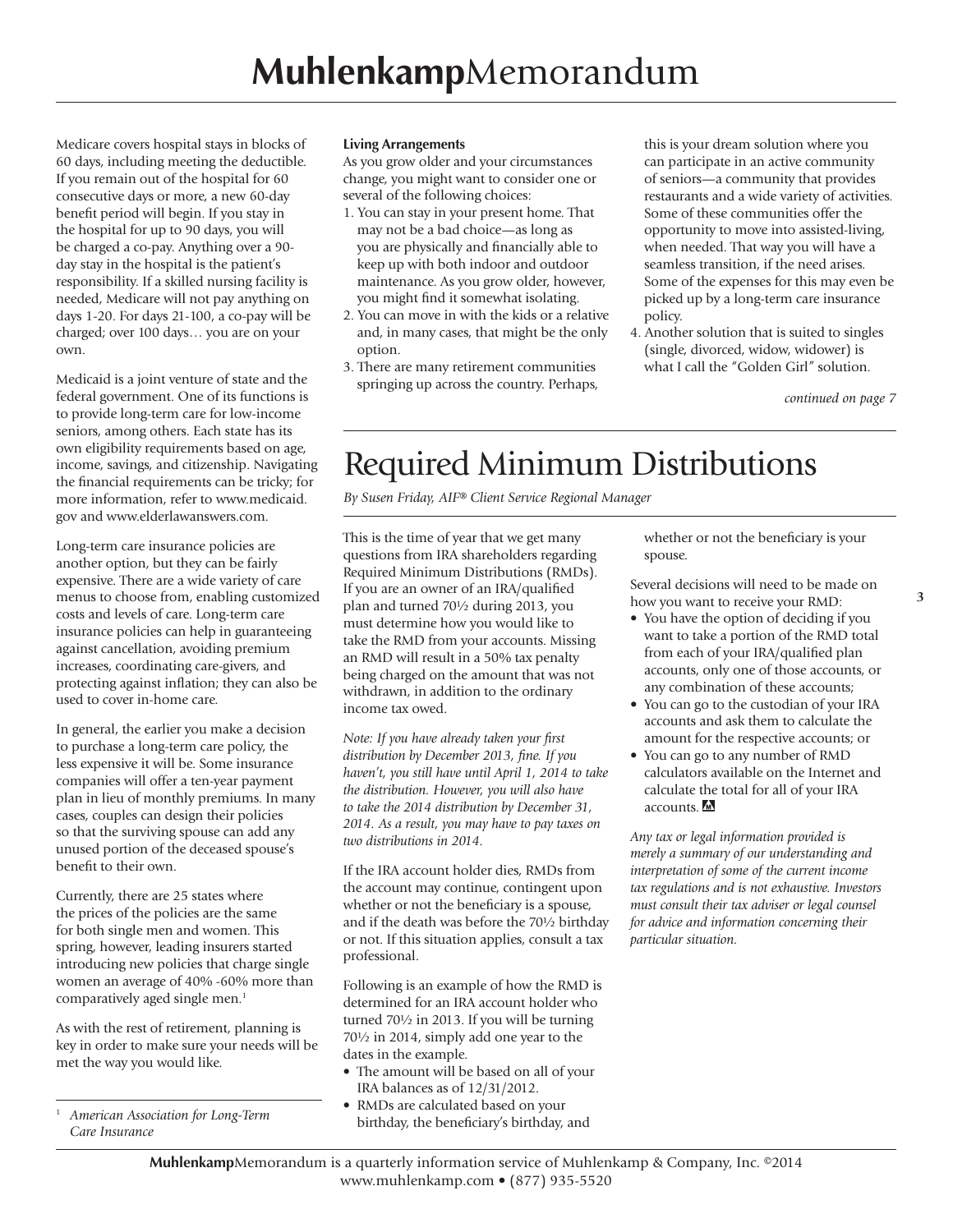Medicare covers hospital stays in blocks of 60 days, including meeting the deductible. If you remain out of the hospital for 60 consecutive days or more, a new 60-day benefit period will begin. If you stay in the hospital for up to 90 days, you will be charged a co-pay. Anything over a 90-day stay in the hospital is the patient's responsibility. If a skilled nursing facility is needed, Medicare will not pay anything on days 1-20. For days 21-100, a co-pay will be charged; over 100 days… you are on your own.

Medicaid is a joint venture of state and the federal government. One of its functions is to provide long-term care for low-income seniors, among others. Each state has its own eligibility requirements based on age, income, savings, and citizenship. Navigating the financial requirements can be tricky; for more information, refer to www.medicaid.gov and www.elderlawanswers.com.

Long-term care insurance policies are another option, but they can be fairly expensive. There are a wide variety of care menus to choose from, enabling customized costs and levels of care. Long-term care insurance policies can help in guaranteeing against cancellation, avoiding premium increases, coordinating care-givers, and protecting against inflation; they can also be used to cover in-home care.

In general, the earlier you make a decision to purchase a long-term care policy, the less expensive it will be. Some insurance companies will offer a ten-year payment plan in lieu of monthly premiums. In many cases, couples can design their policies so that the surviving spouse can add any unused portion of the deceased spouse's benefit to their own.

Currently, there are 25 states where the prices of the policies are the same for both single men and women. This spring, however, leading insurers started introducing new policies that charge single women an average of 40% -60% more than comparatively aged single men.[1]

As with the rest of retirement, planning is key in order to make sure your needs will be met the way you would like.

[1] *American Association for Long-Term Care Insurance*

**Living Arrangements**

As you grow older and your circumstances change, you might want to consider one or several of the following choices:

1. You can stay in your present home. That may not be a bad choice—as long as you are physically and financially able to keep up with both indoor and outdoor maintenance. As you grow older, however, you might find it somewhat isolating.
2. You can move in with the kids or a relative and, in many cases, that might be the only option.
3. There are many retirement communities springing up across the country. Perhaps, this is your dream solution where you can participate in an active community of seniors—a community that provides restaurants and a wide variety of activities. Some of these communities offer the opportunity to move into assisted-living, when needed. That way you will have a seamless transition, if the need arises. Some of the expenses for this may even be picked up by a long-term care insurance policy.
4. Another solution that is suited to singles (single, divorced, widow, widower) is what I call the "Golden Girl" solution.

*continued on page 7*

# Required Minimum Distributions

*By Susen Friday, AIF® Client Service Regional Manager*

This is the time of year that we get many questions from IRA shareholders regarding Required Minimum Distributions (RMDs). If you are an owner of an IRA/qualified plan and turned 70½ during 2013, you must determine how you would like to take the RMD from your accounts. Missing an RMD will result in a 50% tax penalty being charged on the amount that was not withdrawn, in addition to the ordinary income tax owed.

*Note: If you have already taken your first distribution by December 2013, fine. If you haven't, you still have until April 1, 2014 to take the distribution. However, you will also have to take the 2014 distribution by December 31, 2014. As a result, you may have to pay taxes on two distributions in 2014.*

If the IRA account holder dies, RMDs from the account may continue, contingent upon whether or not the beneficiary is a spouse, and if the death was before the 70½ birthday or not. If this situation applies, consult a tax professional.

Following is an example of how the RMD is determined for an IRA account holder who turned 70½ in 2013. If you will be turning 70½ in 2014, simply add one year to the dates in the example.

- The amount will be based on all of your IRA balances as of 12/31/2012.
- RMDs are calculated based on your birthday, the beneficiary's birthday, and whether or not the beneficiary is your spouse.

Several decisions will need to be made on how you want to receive your RMD:

- You have the option of deciding if you want to take a portion of the RMD total from each of your IRA/qualified plan accounts, only one of those accounts, or any combination of these accounts;
- You can go to the custodian of your IRA accounts and ask them to calculate the amount for the respective accounts; or
- You can go to any number of RMD calculators available on the Internet and calculate the total for all of your IRA accounts.

*Any tax or legal information provided is merely a summary of our understanding and interpretation of some of the current income tax regulations and is not exhaustive. Investors must consult their tax adviser or legal counsel for advice and information concerning their particular situation.*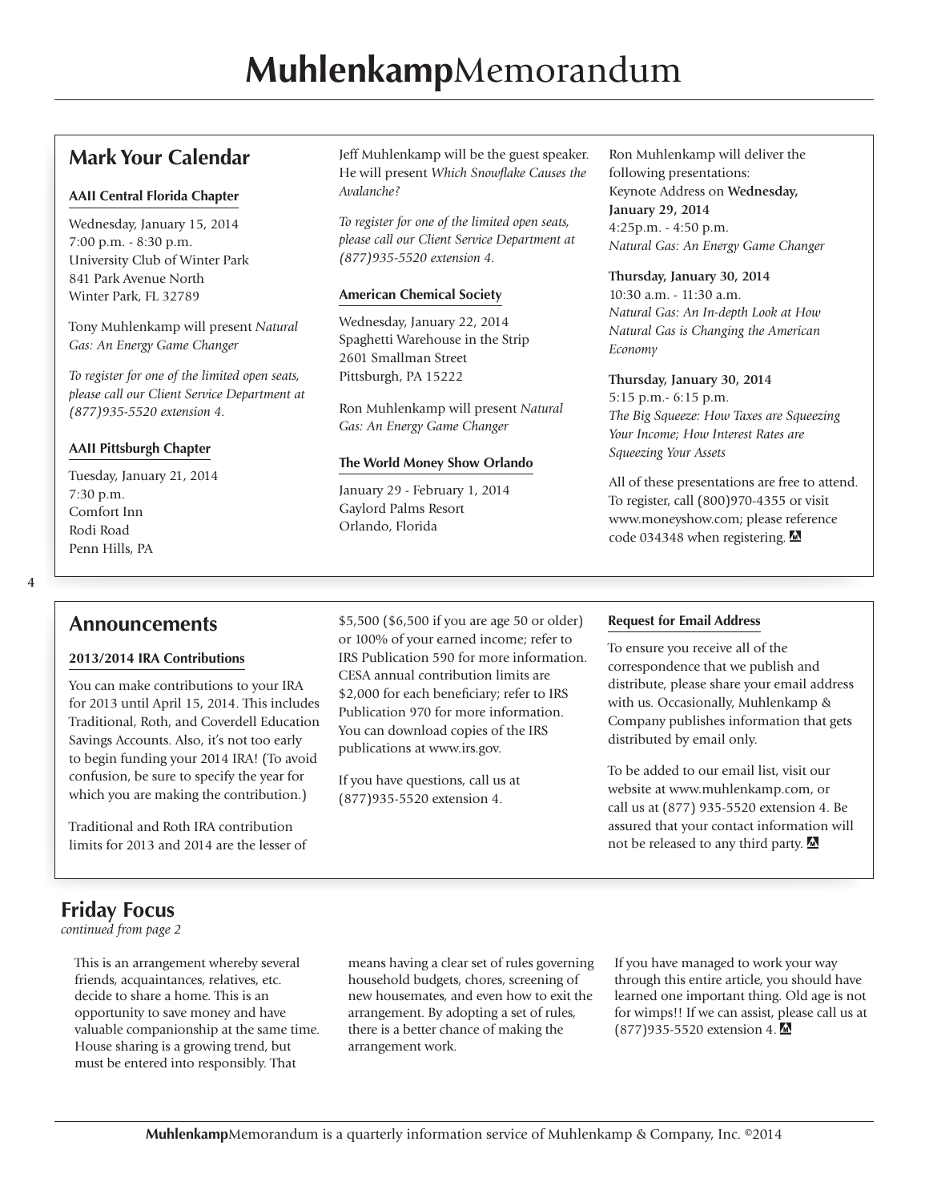## Mark Your Calendar

### AAII Central Florida Chapter

Wednesday, January 15, 2014
7:00 p.m. - 8:30 p.m.
University Club of Winter Park
841 Park Avenue North
Winter Park, FL 32789

Tony Muhlenkamp will present *Natural Gas: An Energy Game Changer*

*To register for one of the limited open seats, please call our Client Service Department at (877)935-5520 extension 4.*

### AAII Pittsburgh Chapter

Tuesday, January 21, 2014
7:30 p.m.
Comfort Inn
Rodi Road
Penn Hills, PA

Jeff Muhlenkamp will be the guest speaker. He will present *Which Snowflake Causes the Avalanche?*

*To register for one of the limited open seats, please call our Client Service Department at (877)935-5520 extension 4.*

### American Chemical Society

Wednesday, January 22, 2014
Spaghetti Warehouse in the Strip
2601 Smallman Street
Pittsburgh, PA 15222

Ron Muhlenkamp will present *Natural Gas: An Energy Game Changer*

### The World Money Show Orlando

January 29 - February 1, 2014
Gaylord Palms Resort
Orlando, Florida

Ron Muhlenkamp will deliver the following presentations:
Keynote Address on **Wednesday, January 29, 2014**
4:25p.m. - 4:50 p.m.
*Natural Gas: An Energy Game Changer*

**Thursday, January 30, 2014**
10:30 a.m. - 11:30 a.m.
*Natural Gas: An In-depth Look at How Natural Gas is Changing the American Economy*

**Thursday, January 30, 2014**
5:15 p.m.- 6:15 p.m.
*The Big Squeeze: How Taxes are Squeezing Your Income; How Interest Rates are Squeezing Your Assets*

All of these presentations are free to attend. To register, call (800)970-4355 or visit www.moneyshow.com; please reference code 034348 when registering.

## Announcements

### 2013/2014 IRA Contributions

You can make contributions to your IRA for 2013 until April 15, 2014. This includes Traditional, Roth, and Coverdell Education Savings Accounts. Also, it's not too early to begin funding your 2014 IRA! (To avoid confusion, be sure to specify the year for which you are making the contribution.)

Traditional and Roth IRA contribution limits for 2013 and 2014 are the lesser of $5,500 ($6,500 if you are age 50 or older) or 100% of your earned income; refer to IRS Publication 590 for more information. CESA annual contribution limits are $2,000 for each beneficiary; refer to IRS Publication 970 for more information. You can download copies of the IRS publications at www.irs.gov.

If you have questions, call us at (877)935-5520 extension 4.

### Request for Email Address

To ensure you receive all of the correspondence that we publish and distribute, please share your email address with us. Occasionally, Muhlenkamp & Company publishes information that gets distributed by email only.

To be added to our email list, visit our website at www.muhlenkamp.com, or call us at (877) 935-5520 extension 4. Be assured that your contact information will not be released to any third party.

## Friday Focus

*continued from page 2*

This is an arrangement whereby several friends, acquaintances, relatives, etc. decide to share a home. This is an opportunity to save money and have valuable companionship at the same time. House sharing is a growing trend, but must be entered into responsibly. That means having a clear set of rules governing household budgets, chores, screening of new housemates, and even how to exit the arrangement. By adopting a set of rules, there is a better chance of making the arrangement work.

If you have managed to work your way through this entire article, you should have learned one important thing. Old age is not for wimps!! If we can assist, please call us at (877)935-5520 extension 4.

**Muhlenkamp**Memorandum is a quarterly information service of Muhlenkamp & Company, Inc. ©2014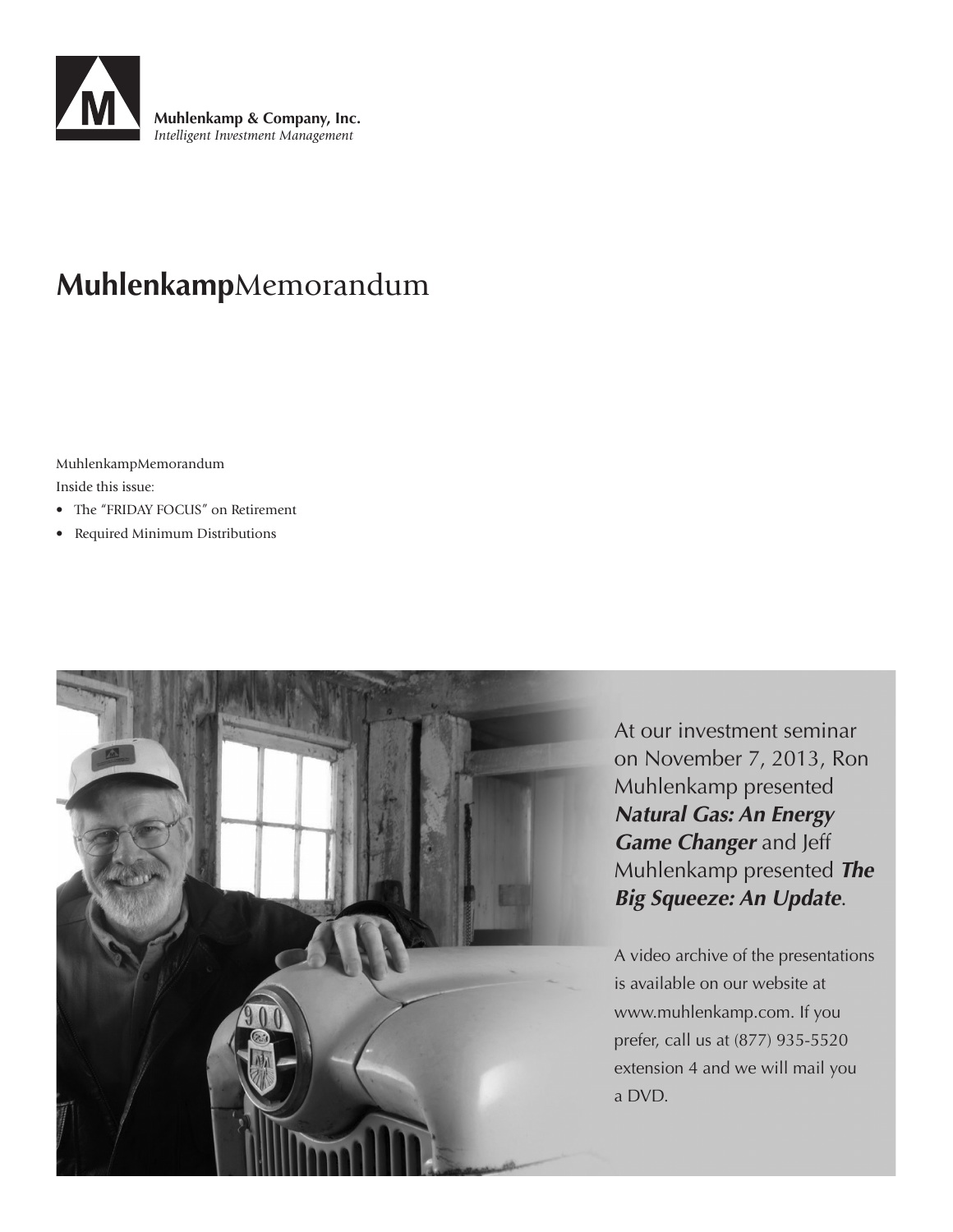Muhlenkamp & Company, Inc.
*Intelligent Investment Management*

# **Muhlenkamp**Memorandum

MuhlenkampMemorandum
Inside this issue:

- The "FRIDAY FOCUS" on Retirement
- Required Minimum Distributions

At our investment seminar on November 7, 2013, Ron Muhlenkamp presented ***Natural Gas: An Energy Game Changer*** and Jeff Muhlenkamp presented ***The Big Squeeze: An Update***.

A video archive of the presentations is available on our website at www.muhlenkamp.com. If you prefer, call us at (877) 935-5520 extension 4 and we will mail you a DVD.